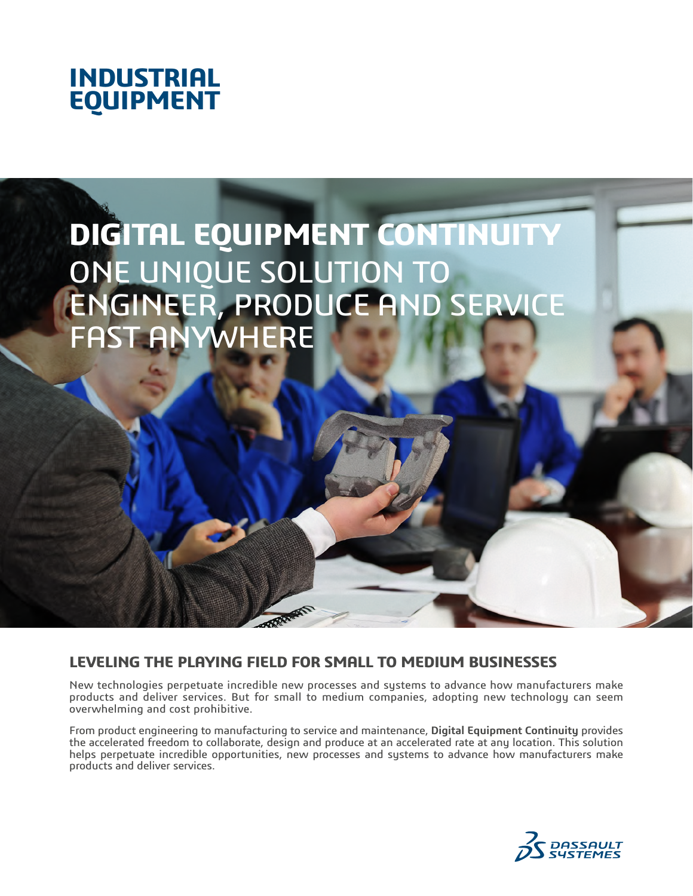# INDUSTRIAL EQUIPMENT

## DIGITAL EQUIPMENT CONTINUITY

ONE UNIQUE SOLUTION TO ENGINEER, PRODUCE AND SERVICE FAST ANYWHERE

## LEVELING THE PLAYING FIELD FOR SMALL TO MEDIUM BUSINESSES

New technologies perpetuate incredible new processes and systems to advance how manufacturers make products and deliver services. But for small to medium companies, adopting new technology can seem overwhelming and cost prohibitive.

From product engineering to manufacturing to service and maintenance, **Digital Equipment Continuity** provides the accelerated freedom to collaborate, design and produce at an accelerated rate at any location. This solution helps perpetuate incredible opportunities, new processes and systems to advance how manufacturers make products and deliver services.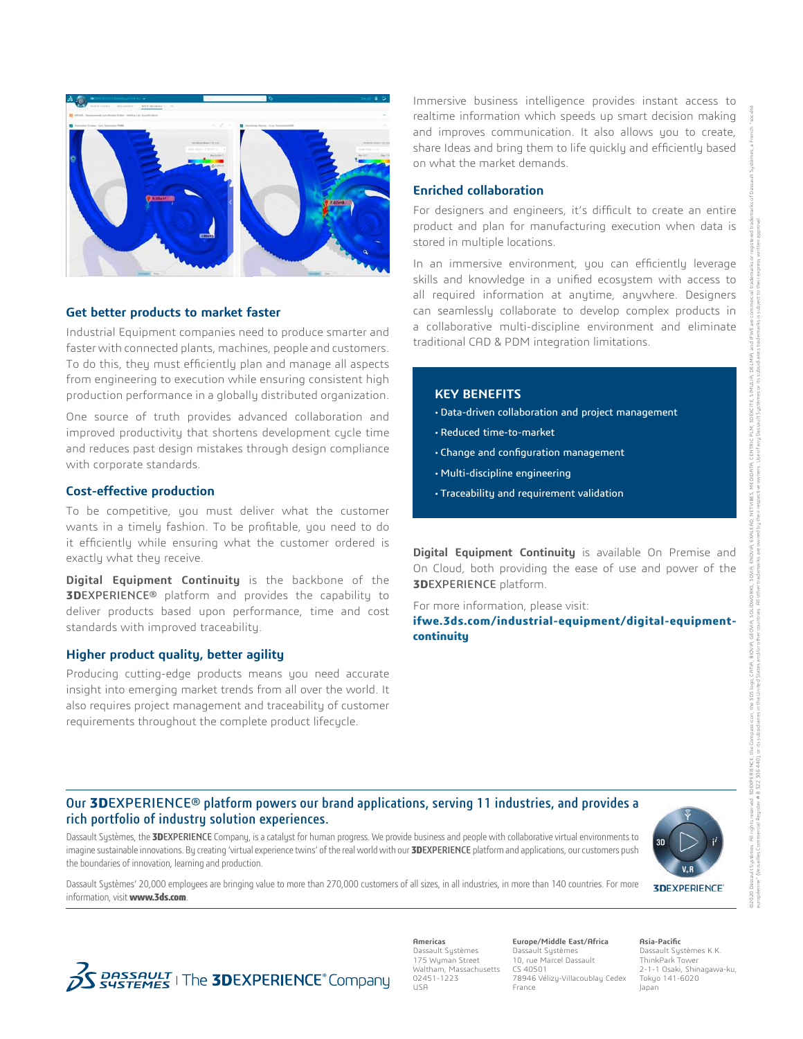## Get better products to market faster

Industrial Equipment companies need to produce smarter and faster with connected plants, machines, people and customers. To do this, they must efficiently plan and manage all aspects from engineering to execution while ensuring consistent high production performance in a globally distributed organization.

One source of truth provides advanced collaboration and improved productivity that shortens development cycle time and reduces past design mistakes through design compliance with corporate standards.

## Cost-effective production

To be competitive, you must deliver what the customer wants in a timely fashion. To be profitable, you need to do it efficiently while ensuring what the customer ordered is exactly what they receive.

**Digital Equipment Continuity** is the backbone of the **3D**EXPERIENCE® platform and provides the capability to deliver products based upon performance, time and cost standards with improved traceability.

## Higher product quality, better agility

Producing cutting-edge products means you need accurate insight into emerging market trends from all over the world. It also requires project management and traceability of customer requirements throughout the complete product lifecycle.

Immersive business intelligence provides instant access to realtime information which speeds up smart decision making and improves communication. It also allows you to create, share Ideas and bring them to life quickly and efficiently based on what the market demands.

## Enriched collaboration

For designers and engineers, it's difficult to create an entire product and plan for manufacturing execution when data is stored in multiple locations.

In an immersive environment, you can efficiently leverage skills and knowledge in a unified ecosystem with access to all required information at anytime, anywhere. Designers can seamlessly collaborate to develop complex products in a collaborative multi-discipline environment and eliminate traditional CAD & PDM integration limitations.

### KEY BENEFITS

- Data-driven collaboration and project management
- Reduced time-to-market
- Change and configuration management
- Multi-discipline engineering
- Traceability and requirement validation

**Digital Equipment Continuity** is available On Premise and On Cloud, both providing the ease of use and power of the **3D**EXPERIENCE platform.

For more information, please visit:
**ifwe.3ds.com/industrial-equipment/digital-equipment-continuity**

## Our 3DEXPERIENCE® platform powers our brand applications, serving 11 industries, and provides a rich portfolio of industry solution experiences.

Dassault Systèmes, the **3D**EXPERIENCE Company, is a catalyst for human progress. We provide business and people with collaborative virtual environments to imagine sustainable innovations. By creating 'virtual experience twins' of the real world with our **3D**EXPERIENCE platform and applications, our customers push the boundaries of innovation, learning and production.

Dassault Systèmes' 20,000 employees are bringing value to more than 270,000 customers of all sizes, in all industries, in more than 140 countries. For more information, visit **www.3ds.com**.

DASSAULT SYSTEMES | The **3D**EXPERIENCE® Company

**Americas**
Dassault Systèmes
175 Wyman Street
Waltham, Massachusetts
02451-1223
USA

**Europe/Middle East/Africa**
Dassault Systèmes
10, rue Marcel Dassault
CS 40501
78946 Vélizy-Villacoublay Cedex
France

**Asia-Pacific**
Dassault Systèmes K.K.
ThinkPark Tower
2-1-1 Osaki, Shinagawa-ku,
Tokyo 141-6020
Japan